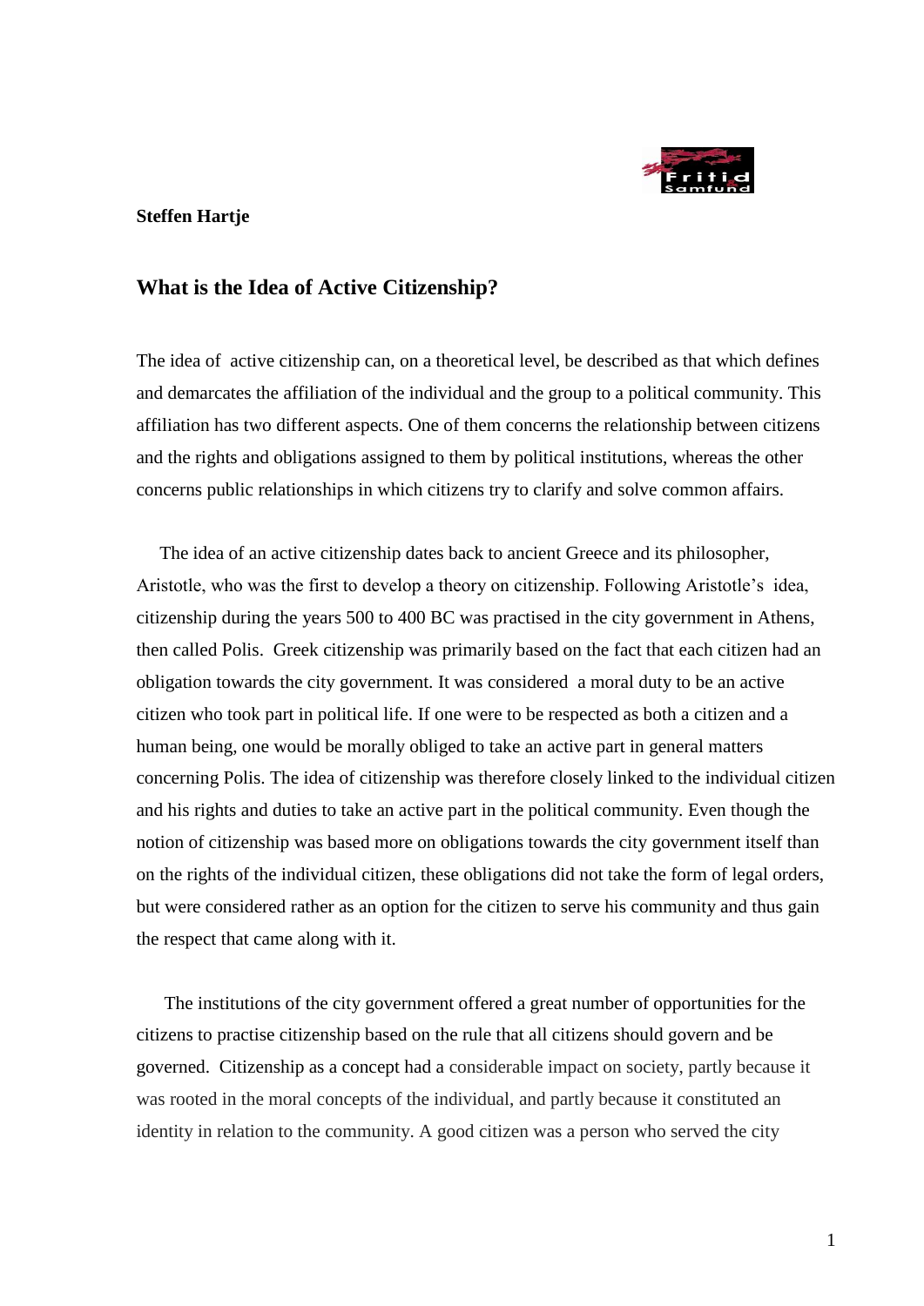**Steffen Hartje**

## What is the Idea of Active Citizenship?

The idea of active citizenship can, on a theoretical level, be described as that which defines and demarcates the affiliation of the individual and the group to a political community. This affiliation has two different aspects. One of them concerns the relationship between citizens and the rights and obligations assigned to them by political institutions, whereas the other concerns public relationships in which citizens try to clarify and solve common affairs.

The idea of an active citizenship dates back to ancient Greece and its philosopher, Aristotle, who was the first to develop a theory on citizenship. Following Aristotle's idea, citizenship during the years 500 to 400 BC was practised in the city government in Athens, then called Polis. Greek citizenship was primarily based on the fact that each citizen had an obligation towards the city government. It was considered a moral duty to be an active citizen who took part in political life. If one were to be respected as both a citizen and a human being, one would be morally obliged to take an active part in general matters concerning Polis. The idea of citizenship was therefore closely linked to the individual citizen and his rights and duties to take an active part in the political community. Even though the notion of citizenship was based more on obligations towards the city government itself than on the rights of the individual citizen, these obligations did not take the form of legal orders, but were considered rather as an option for the citizen to serve his community and thus gain the respect that came along with it.

The institutions of the city government offered a great number of opportunities for the citizens to practise citizenship based on the rule that all citizens should govern and be governed. Citizenship as a concept had a considerable impact on society, partly because it was rooted in the moral concepts of the individual, and partly because it constituted an identity in relation to the community. A good citizen was a person who served the city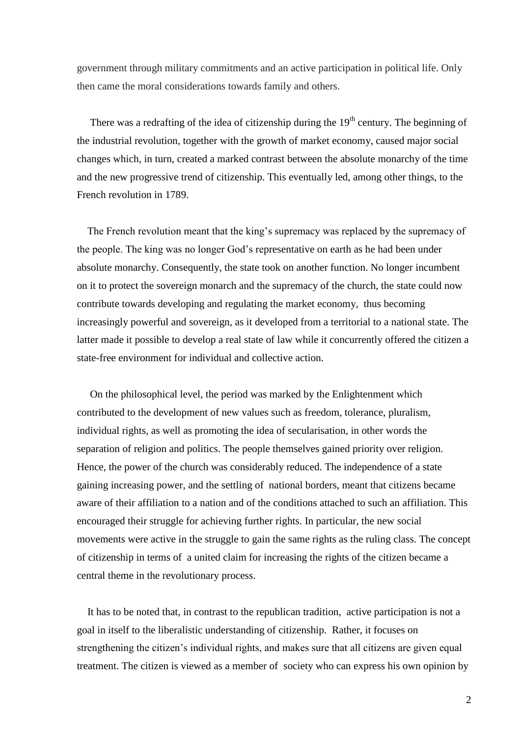government through military commitments and an active participation in political life. Only then came the moral considerations towards family and others.

There was a redrafting of the idea of citizenship during the 19th century. The beginning of the industrial revolution, together with the growth of market economy, caused major social changes which, in turn, created a marked contrast between the absolute monarchy of the time and the new progressive trend of citizenship. This eventually led, among other things, to the French revolution in 1789.

The French revolution meant that the king's supremacy was replaced by the supremacy of the people. The king was no longer God's representative on earth as he had been under absolute monarchy. Consequently, the state took on another function. No longer incumbent on it to protect the sovereign monarch and the supremacy of the church, the state could now contribute towards developing and regulating the market economy, thus becoming increasingly powerful and sovereign, as it developed from a territorial to a national state. The latter made it possible to develop a real state of law while it concurrently offered the citizen a state-free environment for individual and collective action.

On the philosophical level, the period was marked by the Enlightenment which contributed to the development of new values such as freedom, tolerance, pluralism, individual rights, as well as promoting the idea of secularisation, in other words the separation of religion and politics. The people themselves gained priority over religion. Hence, the power of the church was considerably reduced. The independence of a state gaining increasing power, and the settling of national borders, meant that citizens became aware of their affiliation to a nation and of the conditions attached to such an affiliation. This encouraged their struggle for achieving further rights. In particular, the new social movements were active in the struggle to gain the same rights as the ruling class. The concept of citizenship in terms of a united claim for increasing the rights of the citizen became a central theme in the revolutionary process.

It has to be noted that, in contrast to the republican tradition, active participation is not a goal in itself to the liberalistic understanding of citizenship. Rather, it focuses on strengthening the citizen's individual rights, and makes sure that all citizens are given equal treatment. The citizen is viewed as a member of society who can express his own opinion by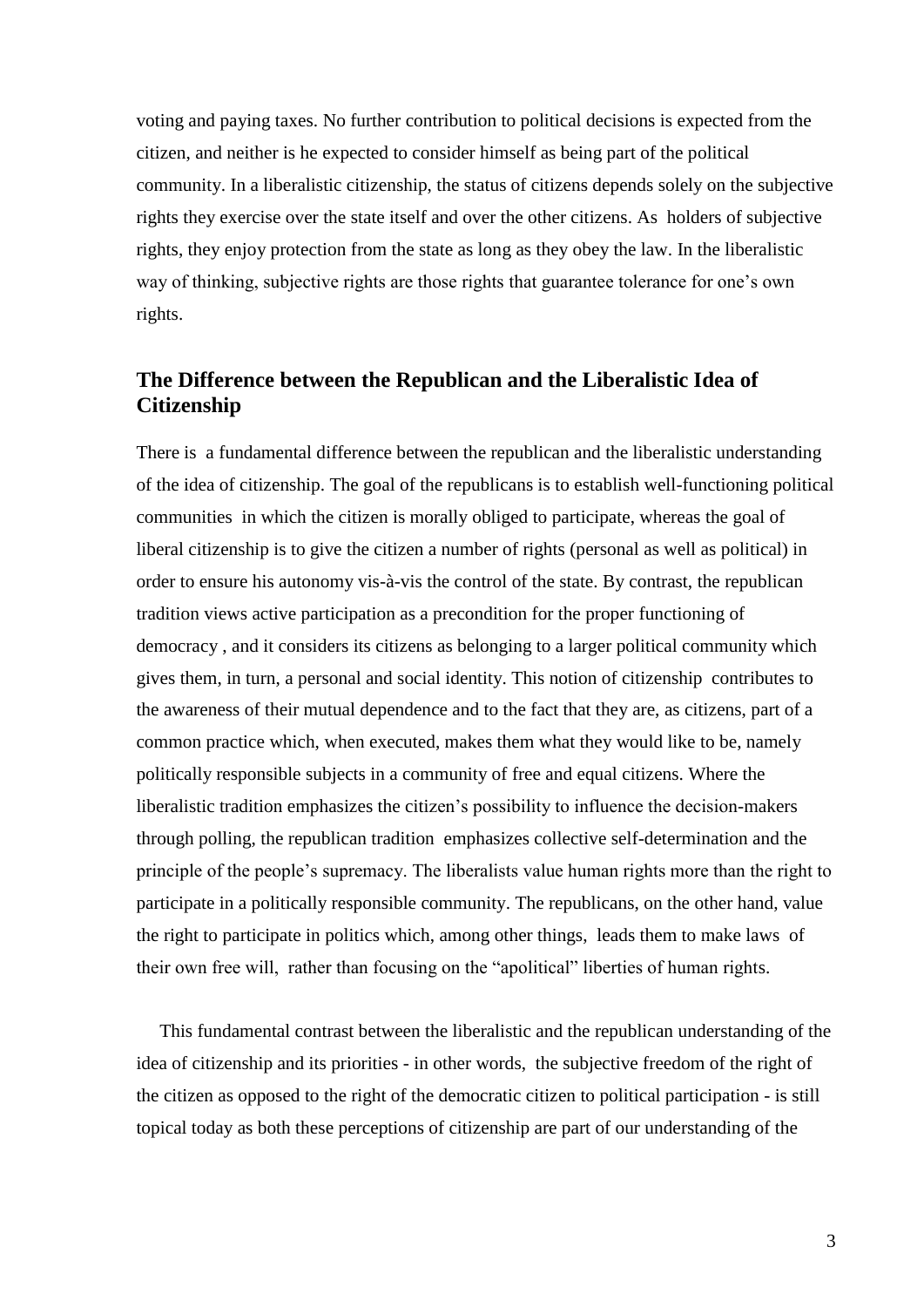voting and paying taxes. No further contribution to political decisions is expected from the citizen, and neither is he expected to consider himself as being part of the political community. In a liberalistic citizenship, the status of citizens depends solely on the subjective rights they exercise over the state itself and over the other citizens. As holders of subjective rights, they enjoy protection from the state as long as they obey the law. In the liberalistic way of thinking, subjective rights are those rights that guarantee tolerance for one's own rights.

## The Difference between the Republican and the Liberalistic Idea of Citizenship

There is a fundamental difference between the republican and the liberalistic understanding of the idea of citizenship. The goal of the republicans is to establish well-functioning political communities in which the citizen is morally obliged to participate, whereas the goal of liberal citizenship is to give the citizen a number of rights (personal as well as political) in order to ensure his autonomy vis-à-vis the control of the state. By contrast, the republican tradition views active participation as a precondition for the proper functioning of democracy , and it considers its citizens as belonging to a larger political community which gives them, in turn, a personal and social identity. This notion of citizenship contributes to the awareness of their mutual dependence and to the fact that they are, as citizens, part of a common practice which, when executed, makes them what they would like to be, namely politically responsible subjects in a community of free and equal citizens. Where the liberalistic tradition emphasizes the citizen's possibility to influence the decision-makers through polling, the republican tradition emphasizes collective self-determination and the principle of the people's supremacy. The liberalists value human rights more than the right to participate in a politically responsible community. The republicans, on the other hand, value the right to participate in politics which, among other things, leads them to make laws of their own free will, rather than focusing on the "apolitical" liberties of human rights.

This fundamental contrast between the liberalistic and the republican understanding of the idea of citizenship and its priorities - in other words, the subjective freedom of the right of the citizen as opposed to the right of the democratic citizen to political participation - is still topical today as both these perceptions of citizenship are part of our understanding of the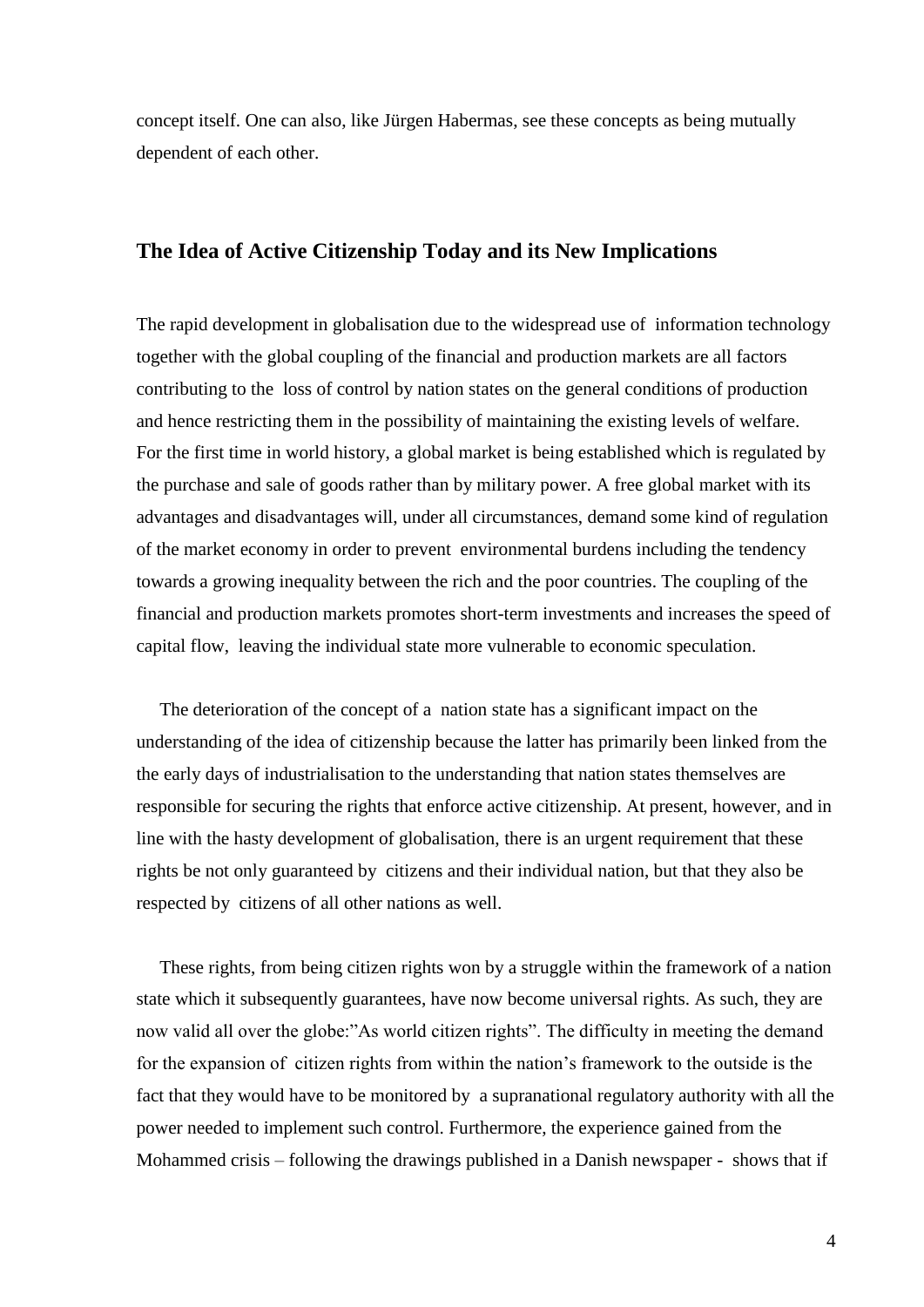concept itself. One can also, like Jürgen Habermas, see these concepts as being mutually dependent of each other.

## The Idea of Active Citizenship Today and its New Implications

The rapid development in globalisation due to the widespread use of information technology together with the global coupling of the financial and production markets are all factors contributing to the loss of control by nation states on the general conditions of production and hence restricting them in the possibility of maintaining the existing levels of welfare. For the first time in world history, a global market is being established which is regulated by the purchase and sale of goods rather than by military power. A free global market with its advantages and disadvantages will, under all circumstances, demand some kind of regulation of the market economy in order to prevent environmental burdens including the tendency towards a growing inequality between the rich and the poor countries. The coupling of the financial and production markets promotes short-term investments and increases the speed of capital flow, leaving the individual state more vulnerable to economic speculation.

The deterioration of the concept of a nation state has a significant impact on the understanding of the idea of citizenship because the latter has primarily been linked from the the early days of industrialisation to the understanding that nation states themselves are responsible for securing the rights that enforce active citizenship. At present, however, and in line with the hasty development of globalisation, there is an urgent requirement that these rights be not only guaranteed by citizens and their individual nation, but that they also be respected by citizens of all other nations as well.

These rights, from being citizen rights won by a struggle within the framework of a nation state which it subsequently guarantees, have now become universal rights. As such, they are now valid all over the globe:"As world citizen rights". The difficulty in meeting the demand for the expansion of citizen rights from within the nation's framework to the outside is the fact that they would have to be monitored by a supranational regulatory authority with all the power needed to implement such control. Furthermore, the experience gained from the Mohammed crisis – following the drawings published in a Danish newspaper - shows that if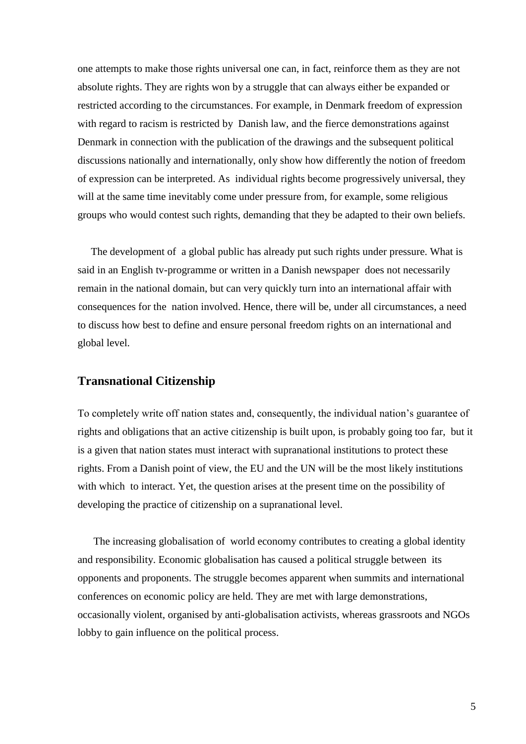one attempts to make those rights universal one can, in fact, reinforce them as they are not absolute rights. They are rights won by a struggle that can always either be expanded or restricted according to the circumstances. For example, in Denmark freedom of expression with regard to racism is restricted by Danish law, and the fierce demonstrations against Denmark in connection with the publication of the drawings and the subsequent political discussions nationally and internationally, only show how differently the notion of freedom of expression can be interpreted. As individual rights become progressively universal, they will at the same time inevitably come under pressure from, for example, some religious groups who would contest such rights, demanding that they be adapted to their own beliefs.

The development of a global public has already put such rights under pressure. What is said in an English tv-programme or written in a Danish newspaper does not necessarily remain in the national domain, but can very quickly turn into an international affair with consequences for the nation involved. Hence, there will be, under all circumstances, a need to discuss how best to define and ensure personal freedom rights on an international and global level.

## Transnational Citizenship

To completely write off nation states and, consequently, the individual nation's guarantee of rights and obligations that an active citizenship is built upon, is probably going too far, but it is a given that nation states must interact with supranational institutions to protect these rights. From a Danish point of view, the EU and the UN will be the most likely institutions with which to interact. Yet, the question arises at the present time on the possibility of developing the practice of citizenship on a supranational level.

The increasing globalisation of world economy contributes to creating a global identity and responsibility. Economic globalisation has caused a political struggle between its opponents and proponents. The struggle becomes apparent when summits and international conferences on economic policy are held. They are met with large demonstrations, occasionally violent, organised by anti-globalisation activists, whereas grassroots and NGOs lobby to gain influence on the political process.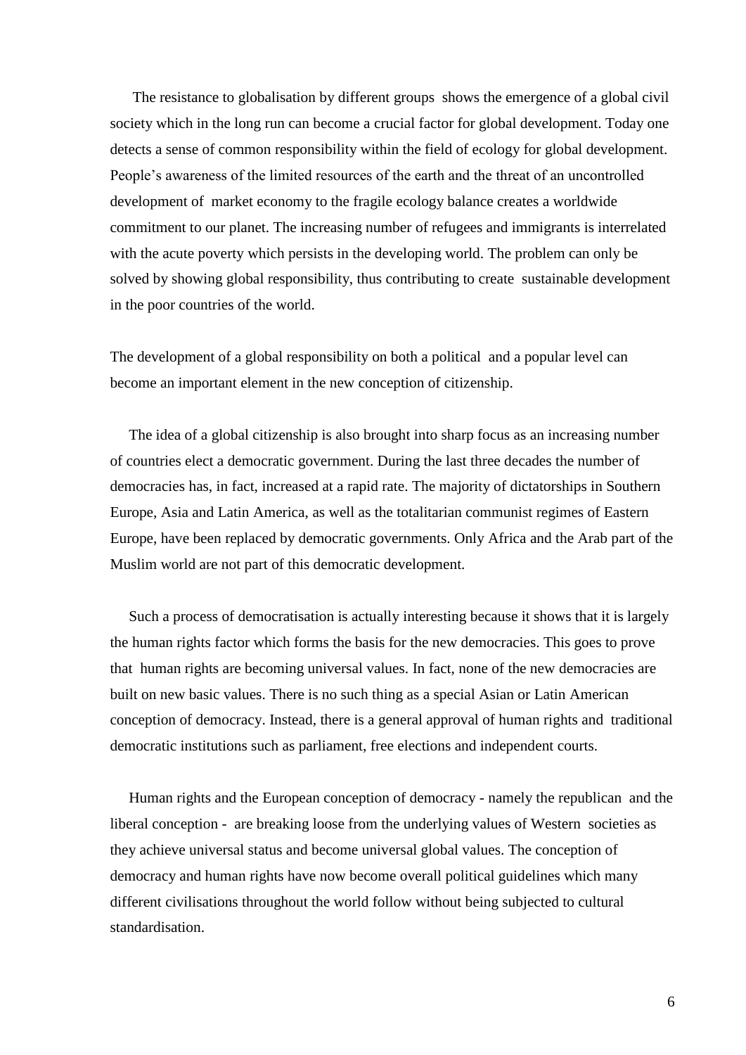The resistance to globalisation by different groups shows the emergence of a global civil society which in the long run can become a crucial factor for global development. Today one detects a sense of common responsibility within the field of ecology for global development. People's awareness of the limited resources of the earth and the threat of an uncontrolled development of market economy to the fragile ecology balance creates a worldwide commitment to our planet. The increasing number of refugees and immigrants is interrelated with the acute poverty which persists in the developing world. The problem can only be solved by showing global responsibility, thus contributing to create sustainable development in the poor countries of the world.

The development of a global responsibility on both a political and a popular level can become an important element in the new conception of citizenship.

The idea of a global citizenship is also brought into sharp focus as an increasing number of countries elect a democratic government. During the last three decades the number of democracies has, in fact, increased at a rapid rate. The majority of dictatorships in Southern Europe, Asia and Latin America, as well as the totalitarian communist regimes of Eastern Europe, have been replaced by democratic governments. Only Africa and the Arab part of the Muslim world are not part of this democratic development.

Such a process of democratisation is actually interesting because it shows that it is largely the human rights factor which forms the basis for the new democracies. This goes to prove that human rights are becoming universal values. In fact, none of the new democracies are built on new basic values. There is no such thing as a special Asian or Latin American conception of democracy. Instead, there is a general approval of human rights and traditional democratic institutions such as parliament, free elections and independent courts.

Human rights and the European conception of democracy - namely the republican and the liberal conception - are breaking loose from the underlying values of Western societies as they achieve universal status and become universal global values. The conception of democracy and human rights have now become overall political guidelines which many different civilisations throughout the world follow without being subjected to cultural standardisation.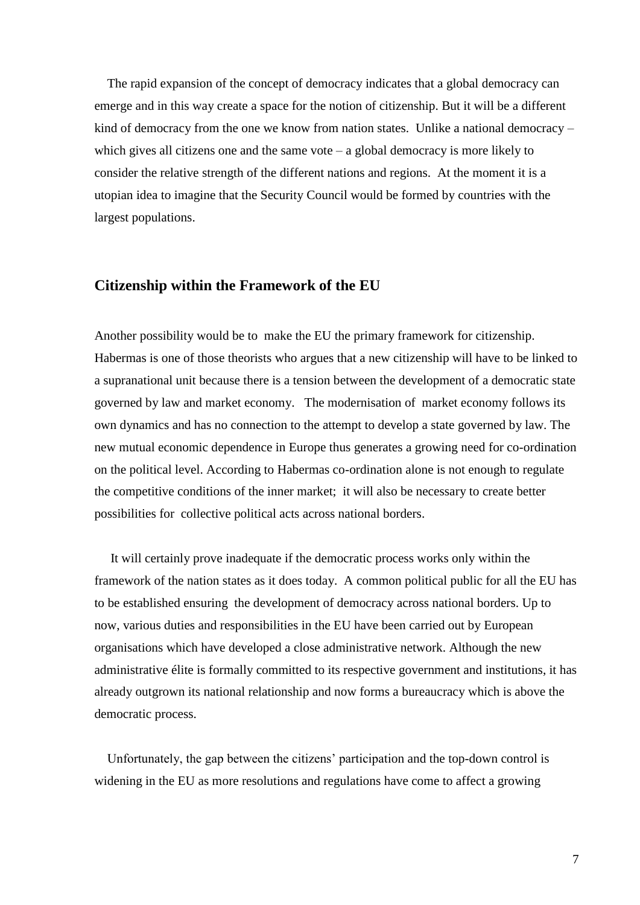The rapid expansion of the concept of democracy indicates that a global democracy can emerge and in this way create a space for the notion of citizenship. But it will be a different kind of democracy from the one we know from nation states. Unlike a national democracy – which gives all citizens one and the same vote – a global democracy is more likely to consider the relative strength of the different nations and regions. At the moment it is a utopian idea to imagine that the Security Council would be formed by countries with the largest populations.

## Citizenship within the Framework of the EU

Another possibility would be to make the EU the primary framework for citizenship. Habermas is one of those theorists who argues that a new citizenship will have to be linked to a supranational unit because there is a tension between the development of a democratic state governed by law and market economy. The modernisation of market economy follows its own dynamics and has no connection to the attempt to develop a state governed by law. The new mutual economic dependence in Europe thus generates a growing need for co-ordination on the political level. According to Habermas co-ordination alone is not enough to regulate the competitive conditions of the inner market; it will also be necessary to create better possibilities for collective political acts across national borders.

It will certainly prove inadequate if the democratic process works only within the framework of the nation states as it does today. A common political public for all the EU has to be established ensuring the development of democracy across national borders. Up to now, various duties and responsibilities in the EU have been carried out by European organisations which have developed a close administrative network. Although the new administrative élite is formally committed to its respective government and institutions, it has already outgrown its national relationship and now forms a bureaucracy which is above the democratic process.

Unfortunately, the gap between the citizens' participation and the top-down control is widening in the EU as more resolutions and regulations have come to affect a growing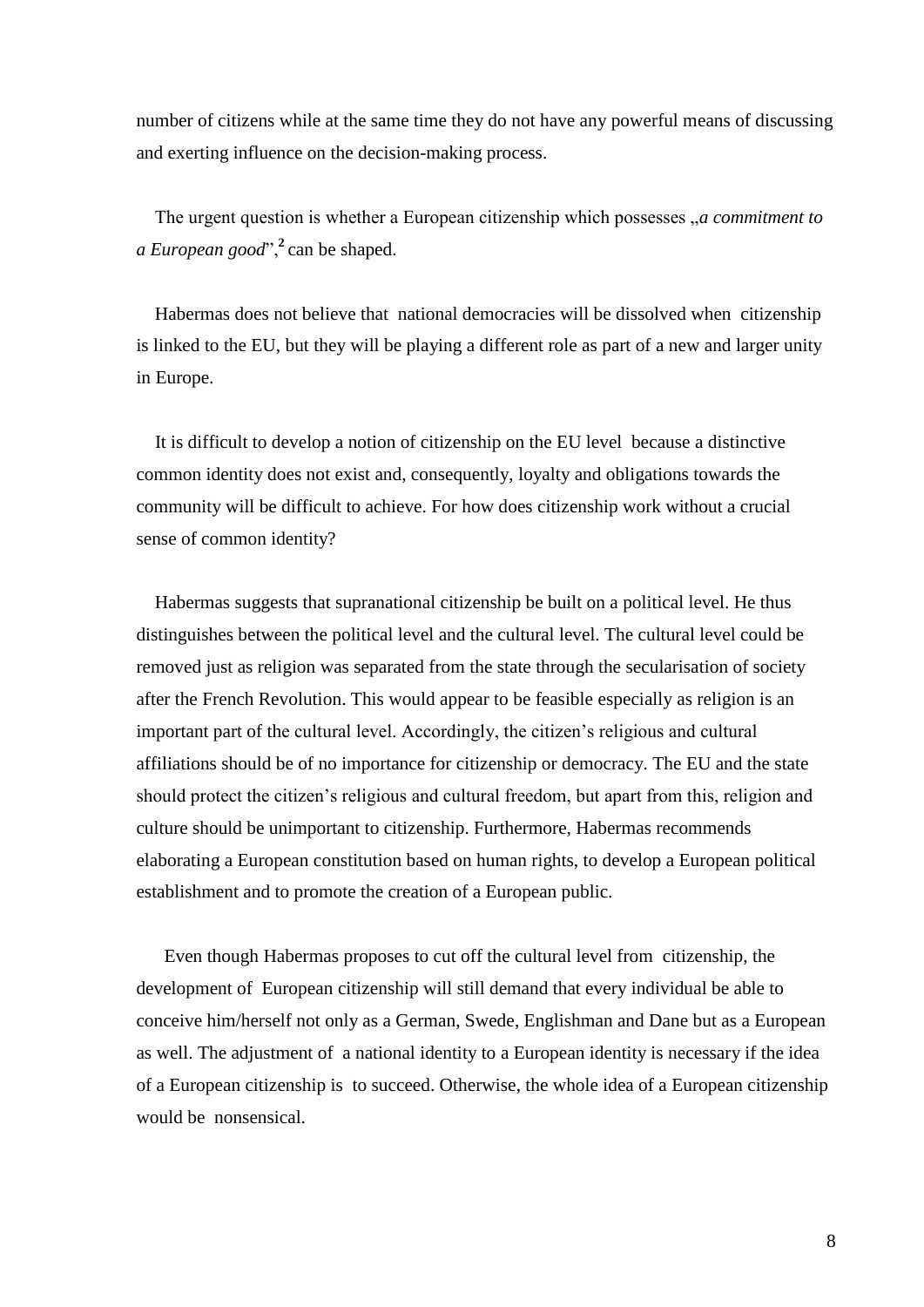number of citizens while at the same time they do not have any powerful means of discussing and exerting influence on the decision-making process.

The urgent question is whether a European citizenship which possesses „*a commitment to a European good*",[2] can be shaped.

Habermas does not believe that national democracies will be dissolved when citizenship is linked to the EU, but they will be playing a different role as part of a new and larger unity in Europe.

It is difficult to develop a notion of citizenship on the EU level because a distinctive common identity does not exist and, consequently, loyalty and obligations towards the community will be difficult to achieve. For how does citizenship work without a crucial sense of common identity?

Habermas suggests that supranational citizenship be built on a political level. He thus distinguishes between the political level and the cultural level. The cultural level could be removed just as religion was separated from the state through the secularisation of society after the French Revolution. This would appear to be feasible especially as religion is an important part of the cultural level. Accordingly, the citizen's religious and cultural affiliations should be of no importance for citizenship or democracy. The EU and the state should protect the citizen's religious and cultural freedom, but apart from this, religion and culture should be unimportant to citizenship. Furthermore, Habermas recommends elaborating a European constitution based on human rights, to develop a European political establishment and to promote the creation of a European public.

Even though Habermas proposes to cut off the cultural level from citizenship, the development of European citizenship will still demand that every individual be able to conceive him/herself not only as a German, Swede, Englishman and Dane but as a European as well. The adjustment of a national identity to a European identity is necessary if the idea of a European citizenship is to succeed. Otherwise, the whole idea of a European citizenship would be nonsensical.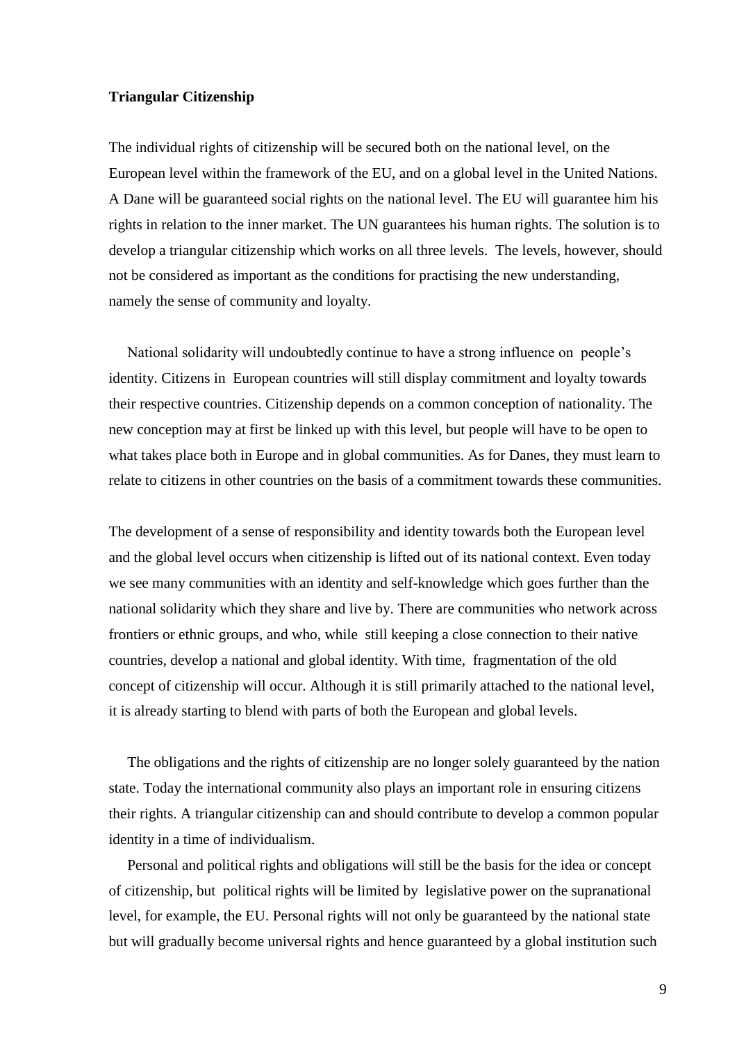**Triangular Citizenship**

The individual rights of citizenship will be secured both on the national level, on the European level within the framework of the EU, and on a global level in the United Nations. A Dane will be guaranteed social rights on the national level. The EU will guarantee him his rights in relation to the inner market. The UN guarantees his human rights. The solution is to develop a triangular citizenship which works on all three levels. The levels, however, should not be considered as important as the conditions for practising the new understanding, namely the sense of community and loyalty.

National solidarity will undoubtedly continue to have a strong influence on people's identity. Citizens in European countries will still display commitment and loyalty towards their respective countries. Citizenship depends on a common conception of nationality. The new conception may at first be linked up with this level, but people will have to be open to what takes place both in Europe and in global communities. As for Danes, they must learn to relate to citizens in other countries on the basis of a commitment towards these communities.

The development of a sense of responsibility and identity towards both the European level and the global level occurs when citizenship is lifted out of its national context. Even today we see many communities with an identity and self-knowledge which goes further than the national solidarity which they share and live by. There are communities who network across frontiers or ethnic groups, and who, while still keeping a close connection to their native countries, develop a national and global identity. With time, fragmentation of the old concept of citizenship will occur. Although it is still primarily attached to the national level, it is already starting to blend with parts of both the European and global levels.

The obligations and the rights of citizenship are no longer solely guaranteed by the nation state. Today the international community also plays an important role in ensuring citizens their rights. A triangular citizenship can and should contribute to develop a common popular identity in a time of individualism.

Personal and political rights and obligations will still be the basis for the idea or concept of citizenship, but political rights will be limited by legislative power on the supranational level, for example, the EU. Personal rights will not only be guaranteed by the national state but will gradually become universal rights and hence guaranteed by a global institution such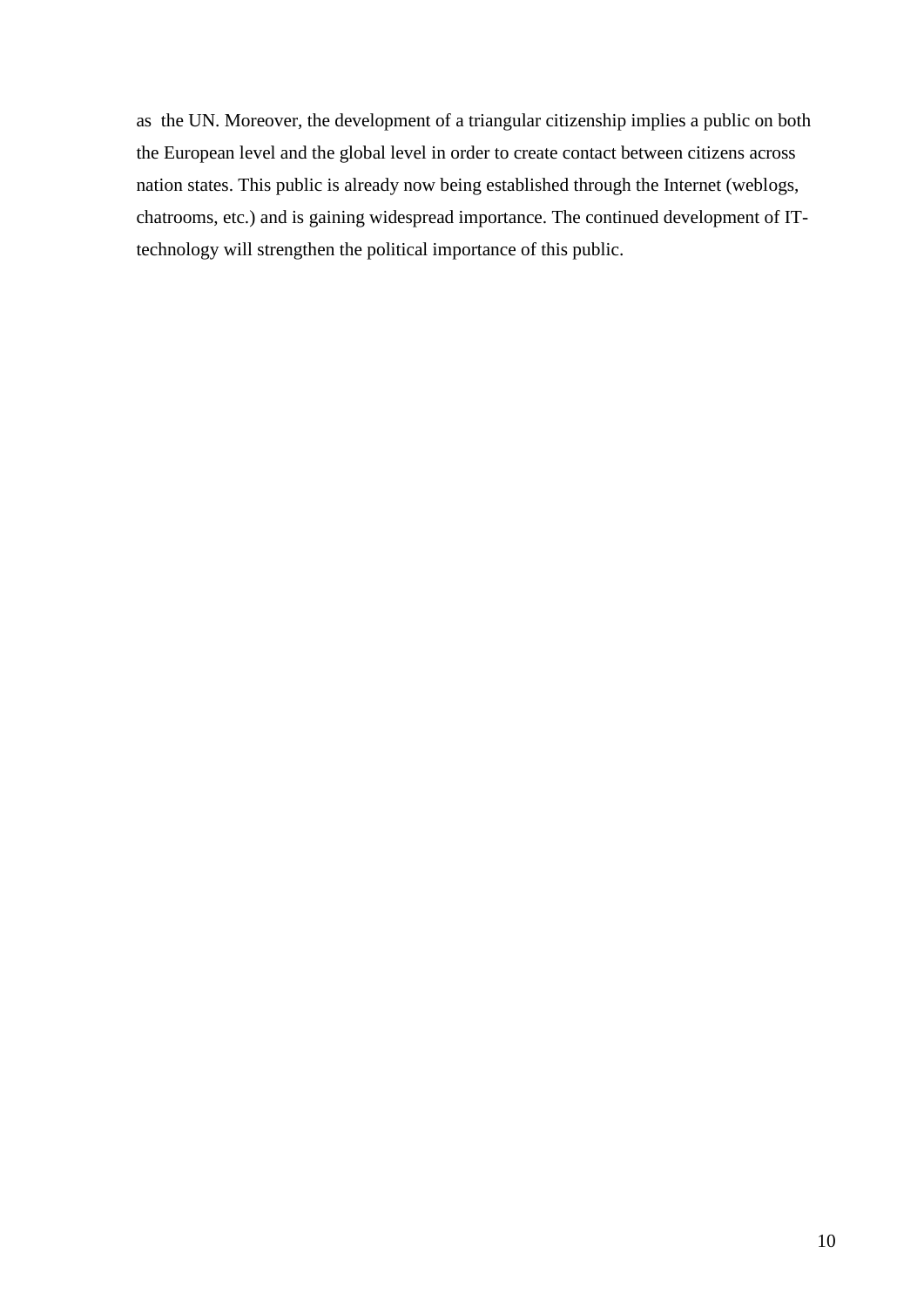as  the UN. Moreover, the development of a triangular citizenship implies a public on both the European level and the global level in order to create contact between citizens across nation states. This public is already now being established through the Internet (weblogs, chatrooms, etc.) and is gaining widespread importance. The continued development of IT-technology will strengthen the political importance of this public.